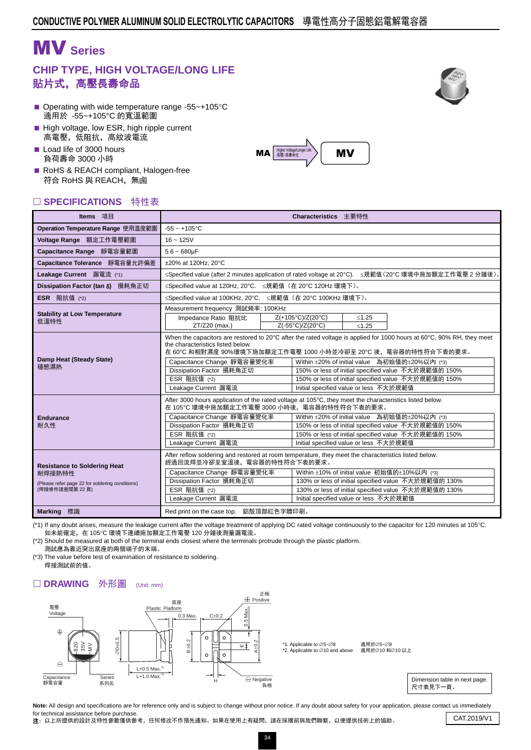## CONDUCTIVE POLYMER ALUMINUM SOLID ELECTROLYTIC CAPACITORS 導電性高分子固態鋁電解電容器

# MV Series

## CHIP TYPE, HIGH VOLTAGE/LONG LIFE
## 貼片式，高壓長壽命品

- Operating with wide temperature range -55~+105°C
  適用於 -55~+105°C 的寬溫範圍
- High voltage, low ESR, high ripple current
  高電壓，低阻抗，高紋波電流
- Load life of 3000 hours
  負荷壽命 3000 小時
- RoHS & REACH compliant, Halogen-free
  符合 RoHS 與 REACH，無鹵

MA → Higher Voltage/Longer Life 高壓/長壽命化 → MV

## □ SPECIFICATIONS 特性表

| Items 項目 | Characteristics 主要特性 | | |
|---|---|---|---|
| Operation Temperature Range 使用溫度範圍 | -55 ~ +105°C | | |
| Voltage Range 額定工作電壓範圍 | 16 ~ 125V | | |
| Capacitance Range 靜電容量範圍 | 5.6 ~ 680μF | | |
| Capacitance Tolerance 靜電容量允許偏差 | ±20% at 120Hz, 20°C | | |
| Leakage Current 漏電流 (*1) | ≤Specified value (after 2 minutes application of rated voltage at 20°C). ≤規範值（20°C 環境中施加額定工作電壓 2 分鐘後）。 | | |
| Dissipation Factor (tan δ) 損耗角正切 | ≤Specified value at 120Hz, 20°C. ≤規範值（在 20°C 120Hz 環境下）。 | | |
| ESR 阻抗值 (*2) | ≤Specified value at 100KHz, 20°C. ≤規範值（在 20°C 100KHz 環境下）。 | | |
| Stability at Low Temperature 低溫特性 | Measurement frequency 測試頻率: 100KHz | | |
| | Impedance Ratio 阻抗比 ZT/Z20 (max.) | Z(+105°C)/Z(20°C) | ≤1.25 |
| | | Z(-55°C)/Z(20°C) | ≤1.25 |
| Damp Heat (Steady State) 穩態濕熱 | When the capacitors are restored to 20°C after the rated voltage is applied for 1000 hours at 60°C, 90% RH, they meet the characteristics listed below. 在 60°C 和相對濕度 90%環境下施加額定工作電壓 1000 小時並冷卻至 20°C 後，電容器的特性符合下表的要求。 | | |
| | Capacitance Change 靜電容量變化率 | Within ±20% of initial value 為初始值的±20%以內 (*3) | |
| | Dissipation Factor 損耗角正切 | 150% or less of initial specified value 不大於規範值的 150% | |
| | ESR 阻抗值 (*2) | 150% or less of initial specified value 不大於規範值的 150% | |
| | Leakage Current 漏電流 | Initial specified value or less 不大於規範值 | |
| Endurance 耐久性 | After 3000 hours application of the rated voltage at 105°C, they meet the characteristics listed below. 在 105°C 環境中施加額定工作電壓 3000 小時後，電容器的特性符合下表的要求。 | | |
| | Capacitance Change 靜電容量變化率 | Within ±20% of initial value 為初始值的±20%以內 (*3) | |
| | Dissipation Factor 損耗角正切 | 150% or less of initial specified value 不大於規範值的 150% | |
| | ESR 阻抗值 (*2) | 150% or less of initial specified value 不大於規範值的 150% | |
| | Leakage Current 漏電流 | Initial specified value or less 不大於規範值 | |
| Resistance to Soldering Heat 耐焊接熱特性 (Please refer page 22 for soldering conditions) (焊接條件請查閱第 22 頁) | After reflow soldering and restored at room temperature, they meet the characteristics listed below. 經過回流焊並冷卻至室溫後，電容器的特性符合下表的要求。 | | |
| | Capacitance Change 靜電容量變化率 | Within ±10% of initial value 初始值的±10%以內 (*3) | |
| | Dissipation Factor 損耗角正切 | 130% or less of initial specified value 不大於規範值的 130% | |
| | ESR 阻抗值 (*2) | 130% or less of initial specified value 不大於規範值的 130% | |
| | Leakage Current 漏電流 | Initial specified value or less 不大於規範值 | |
| Marking 標識 | Red print on the case top. 鋁殼頂部紅色字體印刷。 | | |

(*1) If any doubt arises, measure the leakage current after the voltage treatment of applying DC rated voltage continuously to the capacitor for 120 minutes at 105°C.
如未能確定，在 105°C 環境下連續施加額定工作電壓 120 分鐘後測量漏電流。

(*2) Should be measured at both of the terminal ends closest where the terminals protrude through the plastic platform.
測試應為靠近突出底座的兩個端子的末端。

(*3) The value before test of examination of resistance to soldering.
焊接測試前的值。

## □ DRAWING 外形圖 (Unit: mm)

電壓 Voltage; Capacitance 靜電容量; Series 系列名; 底座 Plastic Platform; 0.3 Max.; C±0.2; 0.5 Max.; 正極 ⊕ Positive; ⊖ Negative 負極; ∅D±0.5; B±0.2; A±0.2; E; H; L+0.5 Max.*1; L+1.0 Max.*2

*1. Applicable to ∅5~∅8 適用於∅5~∅8
*2. Applicable to ∅10 and above 適用於∅10 和∅10 以上

Dimension table in next page.
尺寸表見下一頁。

**Note:** All design and specifications are for reference only and is subject to change without prior notice. If any doubt about safety for your application, please contact us immediately for technical assistance before purchase.
**注**：以上所提供的設計及特性參數僅供參考，任何修改不作預先通知。如果在使用上有疑問，請在採購前與我們聯繫，以便提供技術上的協助。

CAT.2019/V1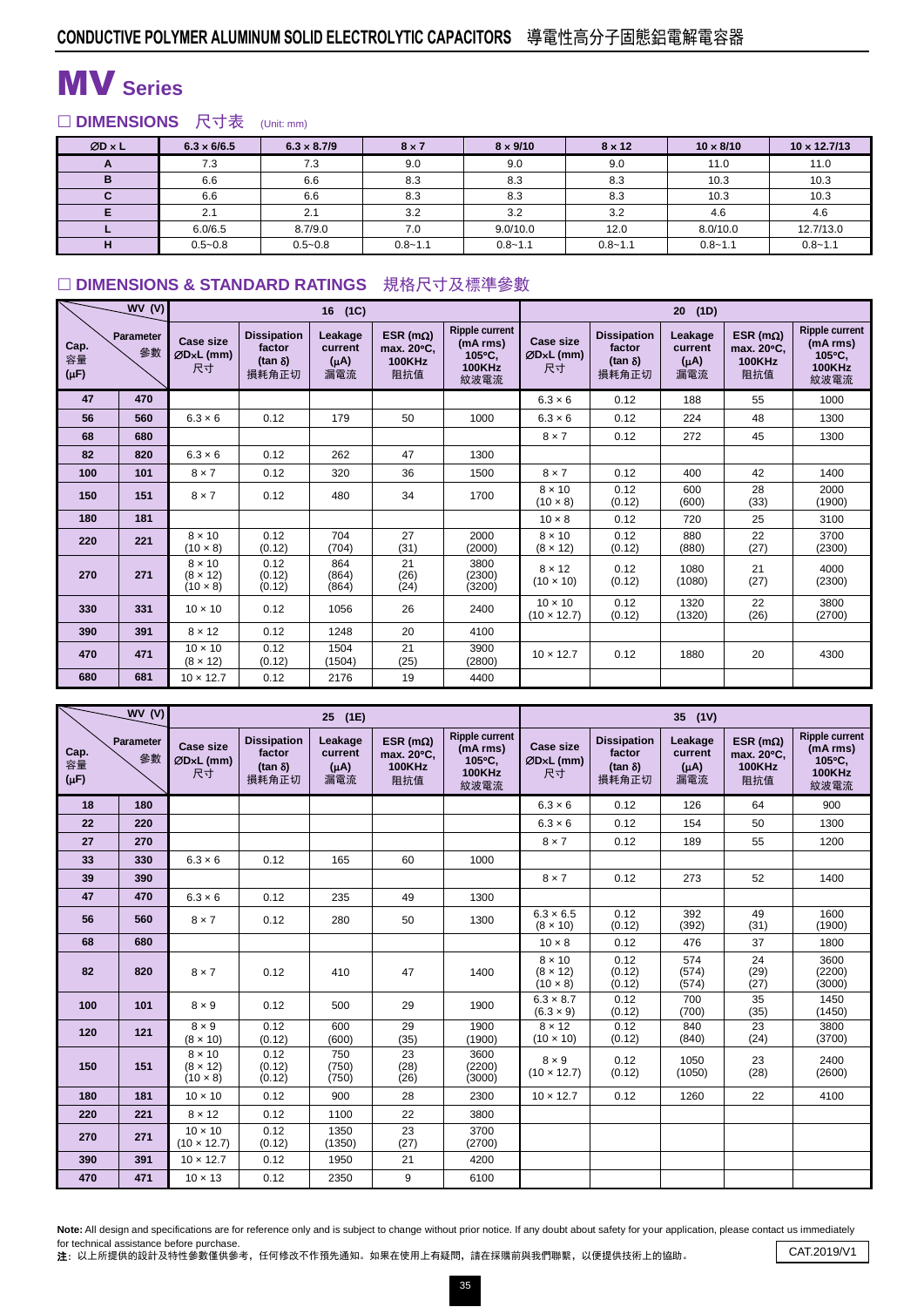## CONDUCTIVE POLYMER ALUMINUM SOLID ELECTROLYTIC CAPACITORS 導電性高分子固態鋁電解電容器

# MV Series

## □ DIMENSIONS 尺寸表 (Unit: mm)

| ØD × L | 6.3 × 6/6.5 | 6.3 × 8.7/9 | 8 × 7 | 8 × 9/10 | 8 × 12 | 10 × 8/10 | 10 × 12.7/13 |
|---|---|---|---|---|---|---|---|
| A | 7.3 | 7.3 | 9.0 | 9.0 | 9.0 | 11.0 | 11.0 |
| B | 6.6 | 6.6 | 8.3 | 8.3 | 8.3 | 10.3 | 10.3 |
| C | 6.6 | 6.6 | 8.3 | 8.3 | 8.3 | 10.3 | 10.3 |
| E | 2.1 | 2.1 | 3.2 | 3.2 | 3.2 | 4.6 | 4.6 |
| L | 6.0/6.5 | 8.7/9.0 | 7.0 | 9.0/10.0 | 12.0 | 8.0/10.0 | 12.7/13.0 |
| H | 0.5~0.8 | 0.5~0.8 | 0.8~1.1 | 0.8~1.1 | 0.8~1.1 | 0.8~1.1 | 0.8~1.1 |

## □ DIMENSIONS & STANDARD RATINGS 規格尺寸及標準參數

| WV (V) | | 16 (1C) | | | | | 20 (1D) | | | | |
|---|---|---|---|---|---|---|---|---|---|---|---|
| Cap. 容量 (μF) | Parameter 參數 | Case size ØD×L (mm) 尺寸 | Dissipation factor (tan δ) 損耗角正切 | Leakage current (μA) 漏電流 | ESR (mΩ) max. 20°C, 100KHz 阻抗值 | Ripple current (mA rms) 105°C, 100KHz 紋波電流 | Case size ØD×L (mm) 尺寸 | Dissipation factor (tan δ) 損耗角正切 | Leakage current (μA) 漏電流 | ESR (mΩ) max. 20°C, 100KHz 阻抗值 | Ripple current (mA rms) 105°C, 100KHz 紋波電流 |
| 47 | 470 | | | | | | 6.3 × 6 | 0.12 | 188 | 55 | 1000 |
| 56 | 560 | 6.3 × 6 | 0.12 | 179 | 50 | 1000 | 6.3 × 6 | 0.12 | 224 | 48 | 1300 |
| 68 | 680 | | | | | | 8 × 7 | 0.12 | 272 | 45 | 1300 |
| 82 | 820 | 6.3 × 6 | 0.12 | 262 | 47 | 1300 | | | | | |
| 100 | 101 | 8 × 7 | 0.12 | 320 | 36 | 1500 | 8 × 7 | 0.12 | 400 | 42 | 1400 |
| 150 | 151 | 8 × 7 | 0.12 | 480 | 34 | 1700 | 8 × 10 (10 × 8) | 0.12 (0.12) | 600 (600) | 28 (33) | 2000 (1900) |
| 180 | 181 | | | | | | 10 × 8 | 0.12 | 720 | 25 | 3100 |
| 220 | 221 | 8 × 10 (10 × 8) | 0.12 (0.12) | 704 (704) | 27 (31) | 2000 (2000) | 8 × 10 (8 × 12) | 0.12 (0.12) | 880 (880) | 22 (27) | 3700 (2300) |
| 270 | 271 | 8 × 10 (8 × 12) (10 × 8) | 0.12 (0.12) (0.12) | 864 (864) (864) | 21 (26) (24) | 3800 (2300) (3200) | 8 × 12 (10 × 10) | 0.12 (0.12) | 1080 (1080) | 21 (27) | 4000 (2300) |
| 330 | 331 | 10 × 10 | 0.12 | 1056 | 26 | 2400 | 10 × 10 (10 × 12.7) | 0.12 (0.12) | 1320 (1320) | 22 (26) | 3800 (2700) |
| 390 | 391 | 8 × 12 | 0.12 | 1248 | 20 | 4100 | | | | | |
| 470 | 471 | 10 × 10 (8 × 12) | 0.12 (0.12) | 1504 (1504) | 21 (25) | 3900 (2800) | 10 × 12.7 | 0.12 | 1880 | 20 | 4300 |
| 680 | 681 | 10 × 12.7 | 0.12 | 2176 | 19 | 4400 | | | | | |

| WV (V) | | 25 (1E) | | | | | 35 (1V) | | | | |
|---|---|---|---|---|---|---|---|---|---|---|---|
| Cap. 容量 (μF) | Parameter 參數 | Case size ØD×L (mm) 尺寸 | Dissipation factor (tan δ) 損耗角正切 | Leakage current (μA) 漏電流 | ESR (mΩ) max. 20°C, 100KHz 阻抗值 | Ripple current (mA rms) 105°C, 100KHz 紋波電流 | Case size ØD×L (mm) 尺寸 | Dissipation factor (tan δ) 損耗角正切 | Leakage current (μA) 漏電流 | ESR (mΩ) max. 20°C, 100KHz 阻抗值 | Ripple current (mA rms) 105°C, 100KHz 紋波電流 |
| 18 | 180 | | | | | | 6.3 × 6 | 0.12 | 126 | 64 | 900 |
| 22 | 220 | | | | | | 6.3 × 6 | 0.12 | 154 | 50 | 1300 |
| 27 | 270 | | | | | | 8 × 7 | 0.12 | 189 | 55 | 1200 |
| 33 | 330 | 6.3 × 6 | 0.12 | 165 | 60 | 1000 | | | | | |
| 39 | 390 | | | | | | 8 × 7 | 0.12 | 273 | 52 | 1400 |
| 47 | 470 | 6.3 × 6 | 0.12 | 235 | 49 | 1300 | | | | | |
| 56 | 560 | 8 × 7 | 0.12 | 280 | 50 | 1300 | 6.3 × 6.5 (8 × 10) | 0.12 (0.12) | 392 (392) | 49 (31) | 1600 (1900) |
| 68 | 680 | | | | | | 10 × 8 | 0.12 | 476 | 37 | 1800 |
| 82 | 820 | 8 × 7 | 0.12 | 410 | 47 | 1400 | 8 × 10 (8 × 12) (10 × 8) | 0.12 (0.12) (0.12) | 574 (574) (574) | 24 (29) (27) | 3600 (2200) (3000) |
| 100 | 101 | 8 × 9 | 0.12 | 500 | 29 | 1900 | 6.3 × 8.7 (6.3 × 9) | 0.12 (0.12) | 700 (700) | 35 (35) | 1450 (1450) |
| 120 | 121 | 8 × 9 (8 × 10) | 0.12 (0.12) | 600 (600) | 29 (35) | 1900 (1900) | 8 × 12 (10 × 10) | 0.12 (0.12) | 840 (840) | 23 (24) | 3800 (3700) |
| 150 | 151 | 8 × 10 (8 × 12) (10 × 8) | 0.12 (0.12) (0.12) | 750 (750) (750) | 23 (28) (26) | 3600 (2200) (3000) | 8 × 9 (10 × 12.7) | 0.12 (0.12) | 1050 (1050) | 23 (28) | 2400 (2600) |
| 180 | 181 | 10 × 10 | 0.12 | 900 | 28 | 2300 | 10 × 12.7 | 0.12 | 1260 | 22 | 4100 |
| 220 | 221 | 8 × 12 | 0.12 | 1100 | 22 | 3800 | | | | | |
| 270 | 271 | 10 × 10 (10 × 12.7) | 0.12 (0.12) | 1350 (1350) | 23 (27) | 3700 (2700) | | | | | |
| 390 | 391 | 10 × 12.7 | 0.12 | 1950 | 21 | 4200 | | | | | |
| 470 | 471 | 10 × 13 | 0.12 | 2350 | 9 | 6100 | | | | | |

**Note:** All design and specifications are for reference only and is subject to change without prior notice. If any doubt about safety for your application, please contact us immediately for technical assistance before purchase.
**注**：以上所提供的設計及特性參數僅供參考，任何修改不作預先通知。如果在使用上有疑問，請在採購前與我們聯繫，以便提供技術上的協助。

CAT.2019/V1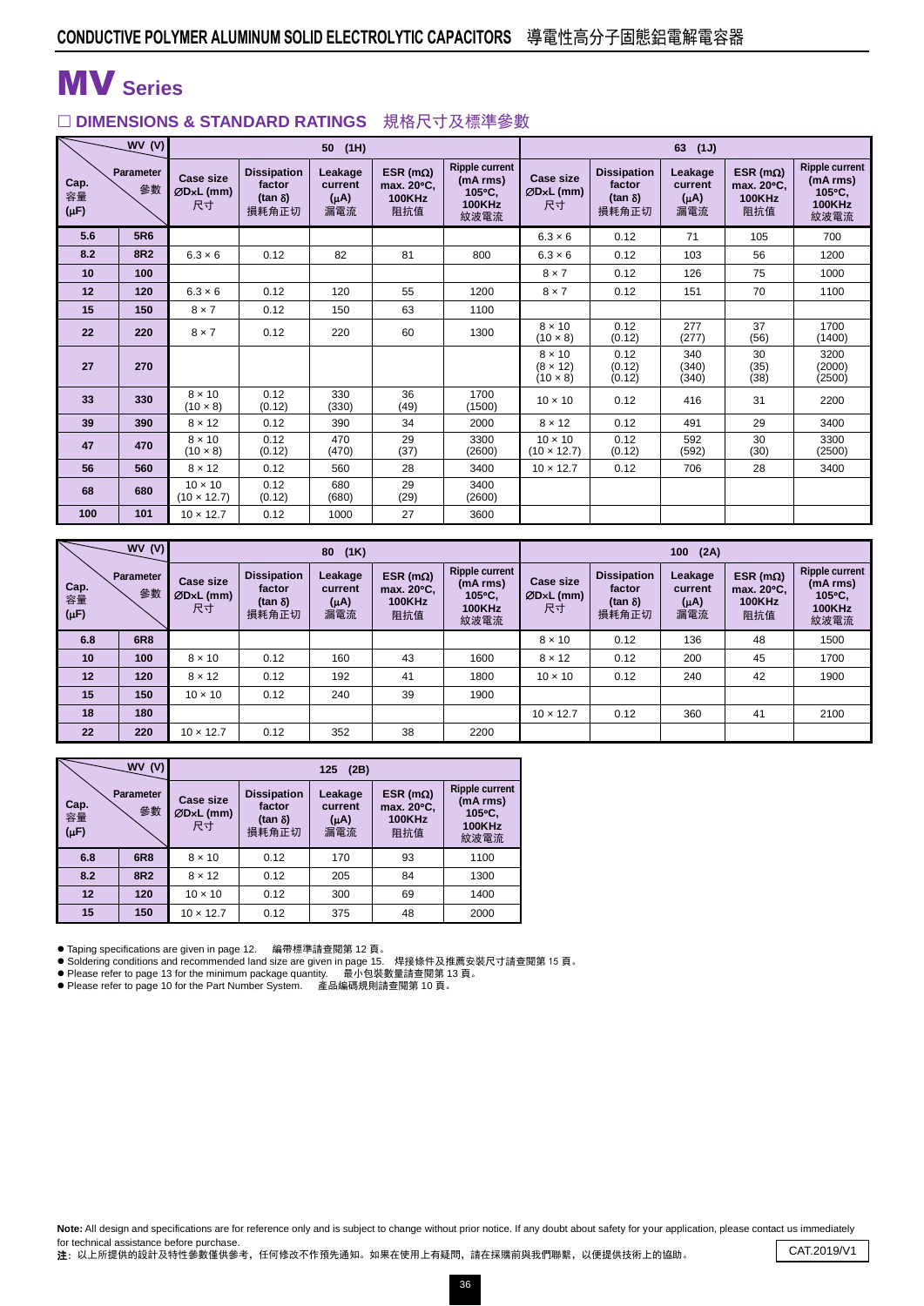# MV Series

## □ DIMENSIONS & STANDARD RATINGS 規格尺寸及標準參數

| WV (V) | | 50 (1H) | | | | | 63 (1J) | | | | |
|---|---|---|---|---|---|---|---|---|---|---|---|
| Cap. 容量 (μF) | Parameter 參數 | Case size ØDxL (mm) 尺寸 | Dissipation factor (tan δ) 損耗角正切 | Leakage current (μA) 漏電流 | ESR (mΩ) max. 20°C, 100KHz 阻抗值 | Ripple current (mA rms) 105°C, 100KHz 紋波電流 | Case size ØDxL (mm) 尺寸 | Dissipation factor (tan δ) 損耗角正切 | Leakage current (μA) 漏電流 | ESR (mΩ) max. 20°C, 100KHz 阻抗值 | Ripple current (mA rms) 105°C, 100KHz 紋波電流 |
| 5.6 | 5R6 | | | | | | 6.3 × 6 | 0.12 | 71 | 105 | 700 |
| 8.2 | 8R2 | 6.3 × 6 | 0.12 | 82 | 81 | 800 | 6.3 × 6 | 0.12 | 103 | 56 | 1200 |
| 10 | 100 | | | | | | 8 × 7 | 0.12 | 126 | 75 | 1000 |
| 12 | 120 | 6.3 × 6 | 0.12 | 120 | 55 | 1200 | 8 × 7 | 0.12 | 151 | 70 | 1100 |
| 15 | 150 | 8 × 7 | 0.12 | 150 | 63 | 1100 | | | | | |
| 22 | 220 | 8 × 7 | 0.12 | 220 | 60 | 1300 | 8 × 10 (10 × 8) | 0.12 (0.12) | 277 (277) | 37 (56) | 1700 (1400) |
| 27 | 270 | | | | | | 8 × 10 (8 × 12) (10 × 8) | 0.12 (0.12) (0.12) | 340 (340) (340) | 30 (35) (38) | 3200 (2000) (2500) |
| 33 | 330 | 8 × 10 (10 × 8) | 0.12 (0.12) | 330 (330) | 36 (49) | 1700 (1500) | 10 × 10 | 0.12 | 416 | 31 | 2200 |
| 39 | 390 | 8 × 12 | 0.12 | 390 | 34 | 2000 | 8 × 12 | 0.12 | 491 | 29 | 3400 |
| 47 | 470 | 8 × 10 (10 × 8) | 0.12 (0.12) | 470 (470) | 29 (37) | 3300 (2600) | 10 × 10 (10 × 12.7) | 0.12 (0.12) | 592 (592) | 30 (30) | 3300 (2500) |
| 56 | 560 | 8 × 12 | 0.12 | 560 | 28 | 3400 | 10 × 12.7 | 0.12 | 706 | 28 | 3400 |
| 68 | 680 | 10 × 10 (10 × 12.7) | 0.12 (0.12) | 680 (680) | 29 (29) | 3400 (2600) | | | | | |
| 100 | 101 | 10 × 12.7 | 0.12 | 1000 | 27 | 3600 | | | | | |

| WV (V) | | 80 (1K) | | | | | 100 (2A) | | | | |
|---|---|---|---|---|---|---|---|---|---|---|---|
| Cap. 容量 (μF) | Parameter 參數 | Case size ØDxL (mm) 尺寸 | Dissipation factor (tan δ) 損耗角正切 | Leakage current (μA) 漏電流 | ESR (mΩ) max. 20°C, 100KHz 阻抗值 | Ripple current (mA rms) 105°C, 100KHz 紋波電流 | Case size ØDxL (mm) 尺寸 | Dissipation factor (tan δ) 損耗角正切 | Leakage current (μA) 漏電流 | ESR (mΩ) max. 20°C, 100KHz 阻抗值 | Ripple current (mA rms) 105°C, 100KHz 紋波電流 |
| 6.8 | 6R8 | | | | | | 8 × 10 | 0.12 | 136 | 48 | 1500 |
| 10 | 100 | 8 × 10 | 0.12 | 160 | 43 | 1600 | 8 × 12 | 0.12 | 200 | 45 | 1700 |
| 12 | 120 | 8 × 12 | 0.12 | 192 | 41 | 1800 | 10 × 10 | 0.12 | 240 | 42 | 1900 |
| 15 | 150 | 10 × 10 | 0.12 | 240 | 39 | 1900 | | | | | |
| 18 | 180 | | | | | | 10 × 12.7 | 0.12 | 360 | 41 | 2100 |
| 22 | 220 | 10 × 12.7 | 0.12 | 352 | 38 | 2200 | | | | | |

| WV (V) | | 125 (2B) | | | | |
|---|---|---|---|---|---|---|
| Cap. 容量 (μF) | Parameter 參數 | Case size ØDxL (mm) 尺寸 | Dissipation factor (tan δ) 損耗角正切 | Leakage current (μA) 漏電流 | ESR (mΩ) max. 20°C, 100KHz 阻抗值 | Ripple current (mA rms) 105°C, 100KHz 紋波電流 |
| 6.8 | 6R8 | 8 × 10 | 0.12 | 170 | 93 | 1100 |
| 8.2 | 8R2 | 8 × 12 | 0.12 | 205 | 84 | 1300 |
| 12 | 120 | 10 × 10 | 0.12 | 300 | 69 | 1400 |
| 15 | 150 | 10 × 12.7 | 0.12 | 375 | 48 | 2000 |

- Taping specifications are given in page 12. 編帶標準請查閱第 12 頁。
- Soldering conditions and recommended land size are given in page 15. 焊接條件及推薦安裝尺寸請查閱第 15 頁。
- Please refer to page 13 for the minimum package quantity. 最小包裝數量請查閱第 13 頁。
- Please refer to page 10 for the Part Number System. 產品編碼規則請查閱第 10 頁。

**Note:** All design and specifications are for reference only and is subject to change without prior notice. If any doubt about safety for your application, please contact us immediately for technical assistance before purchase.
**注**：以上所提供的設計及特性參數僅供參考，任何修改不作預先通知。如果在使用上有疑問，請在採購前與我們聯繫，以便提供技術上的協助。